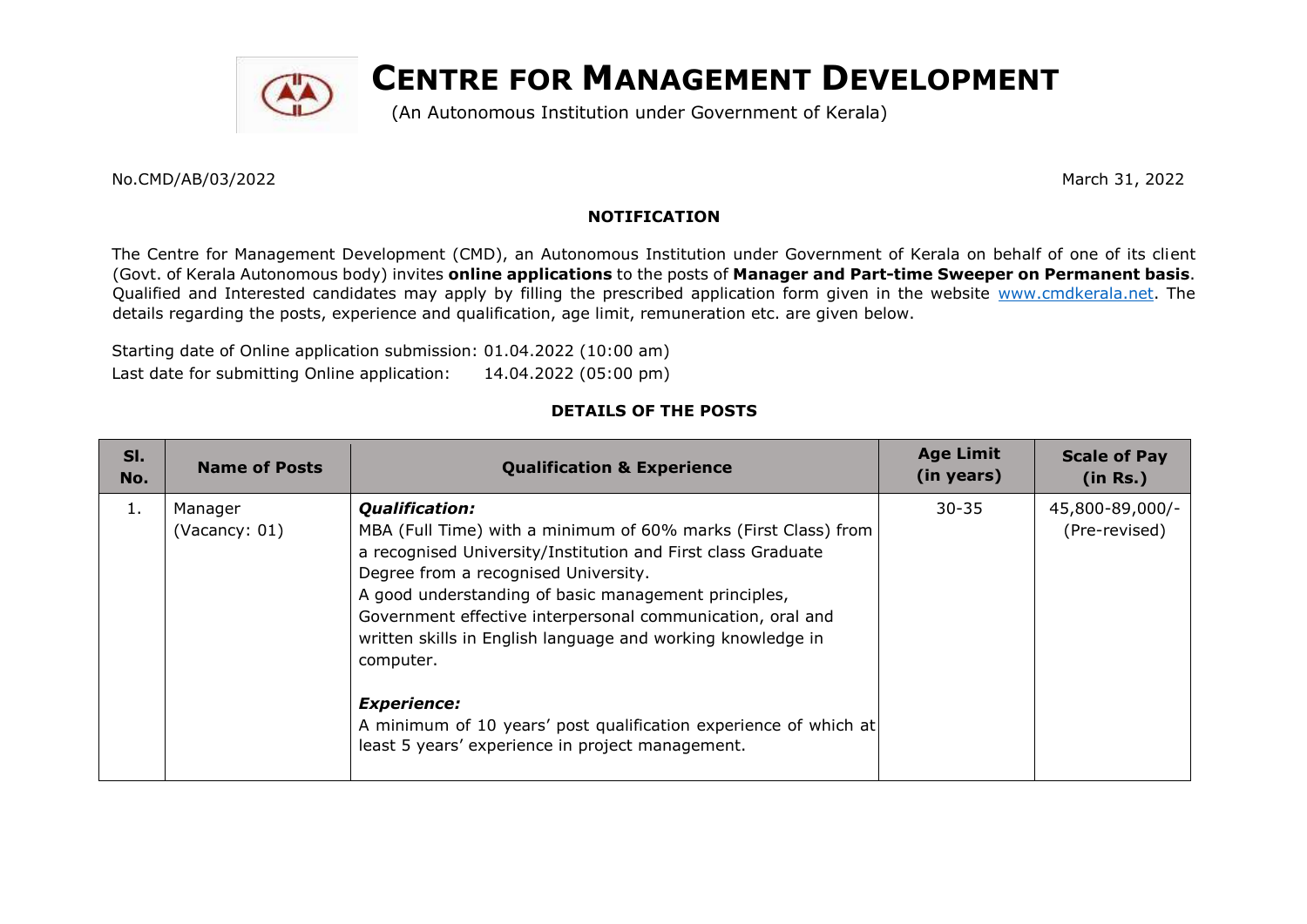# CENTRE FOR MANAGEMENT DEVELOPMENT

(An Autonomous Institution under Government of Kerala)

No.CMD/AB/03/2022

March 31, 2022

## NOTIFICATION

The Centre for Management Development (CMD), an Autonomous Institution under Government of Kerala on behalf of one of its client (Govt. of Kerala Autonomous body) invites **online applications** to the posts of **Manager and Part-time Sweeper on Permanent basis**. Qualified and Interested candidates may apply by filling the prescribed application form given in the website www.cmdkerala.net. The details regarding the posts, experience and qualification, age limit, remuneration etc. are given below.

Starting date of Online application submission: 01.04.2022 (10:00 am)

Last date for submitting Online application: 14.04.2022 (05:00 pm)

## DETAILS OF THE POSTS

| Sl. No. | Name of Posts | Qualification & Experience | Age Limit (in years) | Scale of Pay (in Rs.) |
|---|---|---|---|---|
| 1. | Manager (Vacancy: 01) | ***Qualification:*** MBA (Full Time) with a minimum of 60% marks (First Class) from a recognised University/Institution and First class Graduate Degree from a recognised University. A good understanding of basic management principles, Government effective interpersonal communication, oral and written skills in English language and working knowledge in computer. ***Experience:*** A minimum of 10 years' post qualification experience of which at least 5 years' experience in project management. | 30-35 | 45,800-89,000/- (Pre-revised) |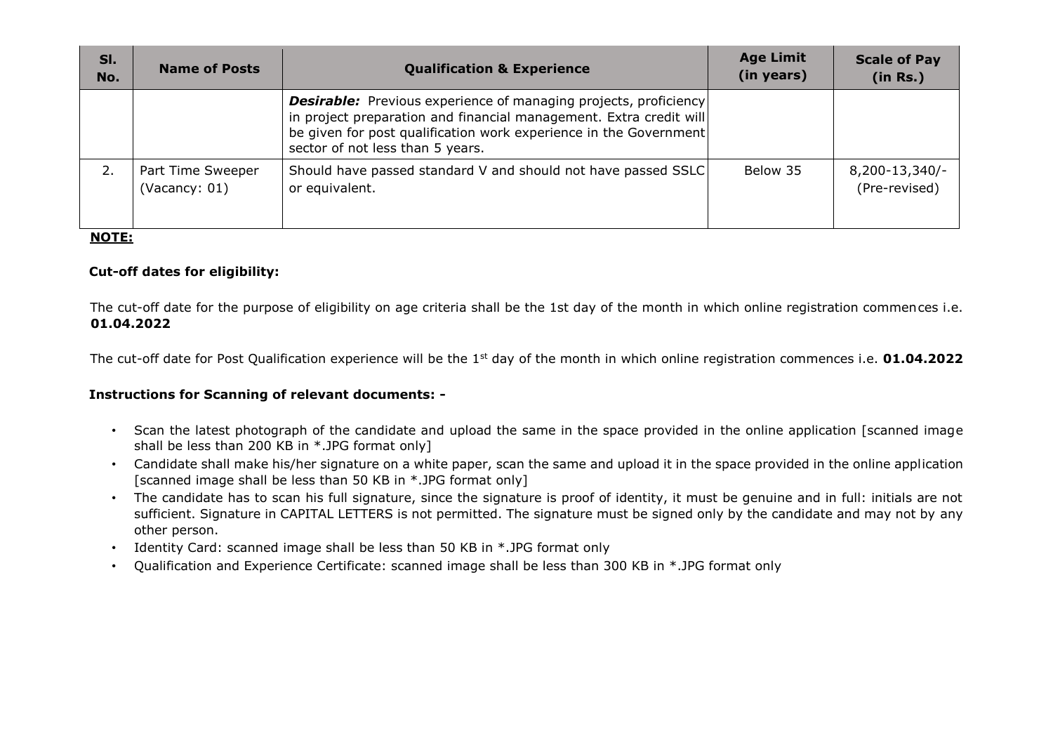| Sl. No. | Name of Posts | Qualification & Experience | Age Limit (in years) | Scale of Pay (in Rs.) |
|---|---|---|---|---|
| | | ***Desirable:*** Previous experience of managing projects, proficiency in project preparation and financial management. Extra credit will be given for post qualification work experience in the Government sector of not less than 5 years. | | |
| 2. | Part Time Sweeper (Vacancy: 01) | Should have passed standard V and should not have passed SSLC or equivalent. | Below 35 | 8,200-13,340/- (Pre-revised) |

**NOTE:**

**Cut-off dates for eligibility:**

The cut-off date for the purpose of eligibility on age criteria shall be the 1st day of the month in which online registration commences i.e. **01.04.2022**

The cut-off date for Post Qualification experience will be the 1st day of the month in which online registration commences i.e. **01.04.2022**

**Instructions for Scanning of relevant documents: -**

- Scan the latest photograph of the candidate and upload the same in the space provided in the online application [scanned image shall be less than 200 KB in *.JPG format only]
- Candidate shall make his/her signature on a white paper, scan the same and upload it in the space provided in the online application [scanned image shall be less than 50 KB in *.JPG format only]
- The candidate has to scan his full signature, since the signature is proof of identity, it must be genuine and in full: initials are not sufficient. Signature in CAPITAL LETTERS is not permitted. The signature must be signed only by the candidate and may not by any other person.
- Identity Card: scanned image shall be less than 50 KB in *.JPG format only
- Qualification and Experience Certificate: scanned image shall be less than 300 KB in *.JPG format only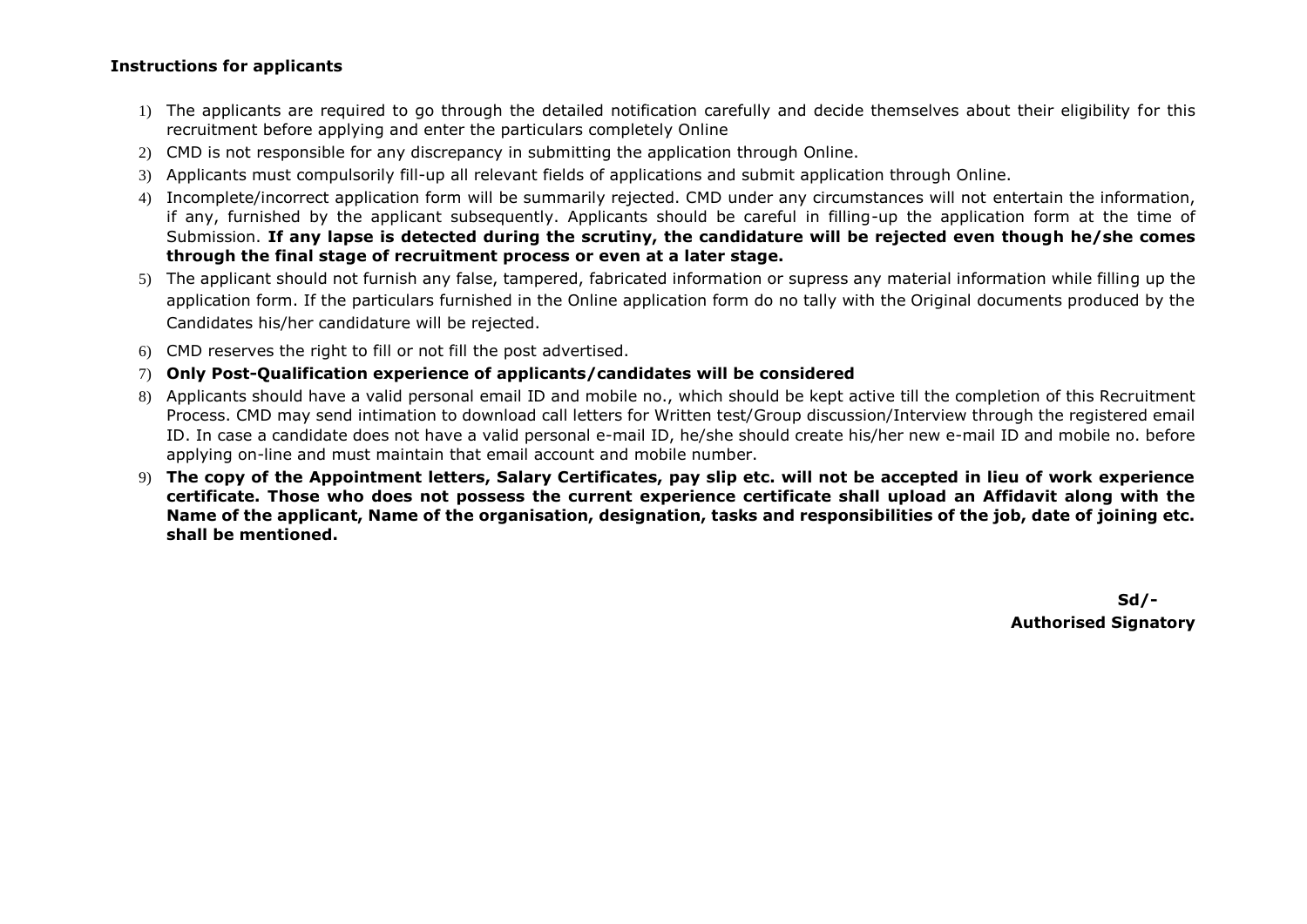**Instructions for applicants**

1) The applicants are required to go through the detailed notification carefully and decide themselves about their eligibility for this recruitment before applying and enter the particulars completely Online
2) CMD is not responsible for any discrepancy in submitting the application through Online.
3) Applicants must compulsorily fill-up all relevant fields of applications and submit application through Online.
4) Incomplete/incorrect application form will be summarily rejected. CMD under any circumstances will not entertain the information, if any, furnished by the applicant subsequently. Applicants should be careful in filling-up the application form at the time of Submission. **If any lapse is detected during the scrutiny, the candidature will be rejected even though he/she comes through the final stage of recruitment process or even at a later stage.**
5) The applicant should not furnish any false, tampered, fabricated information or supress any material information while filling up the application form. If the particulars furnished in the Online application form do no tally with the Original documents produced by the Candidates his/her candidature will be rejected.
6) CMD reserves the right to fill or not fill the post advertised.
7) **Only Post-Qualification experience of applicants/candidates will be considered**
8) Applicants should have a valid personal email ID and mobile no., which should be kept active till the completion of this Recruitment Process. CMD may send intimation to download call letters for Written test/Group discussion/Interview through the registered email ID. In case a candidate does not have a valid personal e-mail ID, he/she should create his/her new e-mail ID and mobile no. before applying on-line and must maintain that email account and mobile number.
9) **The copy of the Appointment letters, Salary Certificates, pay slip etc. will not be accepted in lieu of work experience certificate. Those who does not possess the current experience certificate shall upload an Affidavit along with the Name of the applicant, Name of the organisation, designation, tasks and responsibilities of the job, date of joining etc. shall be mentioned.**

**Sd/-**

**Authorised Signatory**